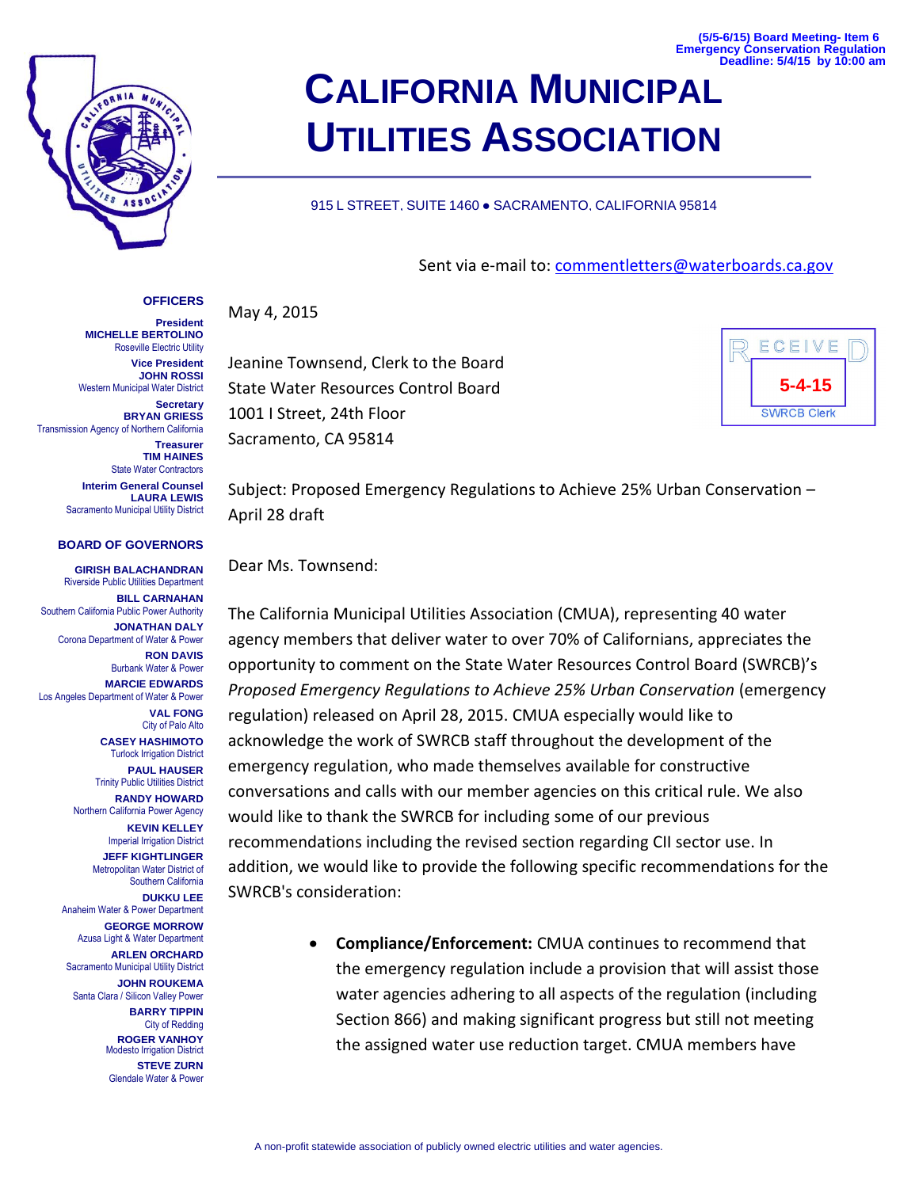(5/5-6/15) Board Meeting- Item 6
Emergency Conservation Regulation
Deadline: 5/4/15 by 10:00 am

# CALIFORNIA MUNICIPAL UTILITIES ASSOCIATION

915 L STREET, SUITE 1460 • SACRAMENTO, CALIFORNIA 95814

Sent via e-mail to: commentletters@waterboards.ca.gov

**OFFICERS**

**President**
**MICHELLE BERTOLINO**
Roseville Electric Utility

**Vice President**
**JOHN ROSSI**
Western Municipal Water District

**Secretary**
**BRYAN GRIESS**
Transmission Agency of Northern California

**Treasurer**
**TIM HAINES**
State Water Contractors

**Interim General Counsel**
**LAURA LEWIS**
Sacramento Municipal Utility District

**BOARD OF GOVERNORS**

**GIRISH BALACHANDRAN**
Riverside Public Utilities Department

**BILL CARNAHAN**
Southern California Public Power Authority

**JONATHAN DALY**
Corona Department of Water & Power

**RON DAVIS**
Burbank Water & Power

**MARCIE EDWARDS**
Los Angeles Department of Water & Power

**VAL FONG**
City of Palo Alto

**CASEY HASHIMOTO**
Turlock Irrigation District

**PAUL HAUSER**
Trinity Public Utilities District

**RANDY HOWARD**
Northern California Power Agency

**KEVIN KELLEY**
Imperial Irrigation District

**JEFF KIGHTLINGER**
Metropolitan Water District of Southern California

**DUKKU LEE**
Anaheim Water & Power Department

**GEORGE MORROW**
Azusa Light & Water Department

**ARLEN ORCHARD**
Sacramento Municipal Utility District

**JOHN ROUKEMA**
Santa Clara / Silicon Valley Power

**BARRY TIPPIN**
City of Redding

**ROGER VANHOY**
Modesto Irrigation District

**STEVE ZURN**
Glendale Water & Power

RECEIVED
5-4-15
SWRCB Clerk

May 4, 2015

Jeanine Townsend, Clerk to the Board
State Water Resources Control Board
1001 I Street, 24th Floor
Sacramento, CA 95814

Subject: Proposed Emergency Regulations to Achieve 25% Urban Conservation – April 28 draft

Dear Ms. Townsend:

The California Municipal Utilities Association (CMUA), representing 40 water agency members that deliver water to over 70% of Californians, appreciates the opportunity to comment on the State Water Resources Control Board (SWRCB)'s *Proposed Emergency Regulations to Achieve 25% Urban Conservation* (emergency regulation) released on April 28, 2015. CMUA especially would like to acknowledge the work of SWRCB staff throughout the development of the emergency regulation, who made themselves available for constructive conversations and calls with our member agencies on this critical rule. We also would like to thank the SWRCB for including some of our previous recommendations including the revised section regarding CII sector use. In addition, we would like to provide the following specific recommendations for the SWRCB's consideration:

- **Compliance/Enforcement:** CMUA continues to recommend that the emergency regulation include a provision that will assist those water agencies adhering to all aspects of the regulation (including Section 866) and making significant progress but still not meeting the assigned water use reduction target. CMUA members have

A non-profit statewide association of publicly owned electric utilities and water agencies.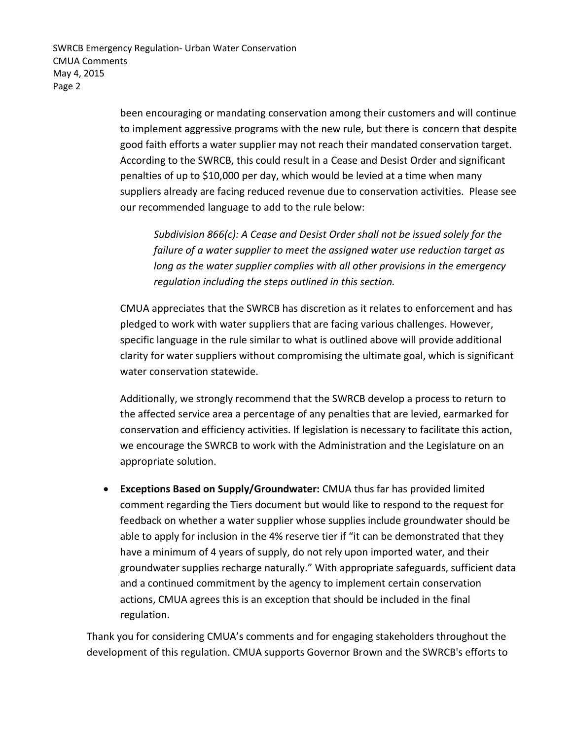been encouraging or mandating conservation among their customers and will continue to implement aggressive programs with the new rule, but there is concern that despite good faith efforts a water supplier may not reach their mandated conservation target. According to the SWRCB, this could result in a Cease and Desist Order and significant penalties of up to $10,000 per day, which would be levied at a time when many suppliers already are facing reduced revenue due to conservation activities. Please see our recommended language to add to the rule below:

> *Subdivision 866(c): A Cease and Desist Order shall not be issued solely for the failure of a water supplier to meet the assigned water use reduction target as long as the water supplier complies with all other provisions in the emergency regulation including the steps outlined in this section.*

CMUA appreciates that the SWRCB has discretion as it relates to enforcement and has pledged to work with water suppliers that are facing various challenges. However, specific language in the rule similar to what is outlined above will provide additional clarity for water suppliers without compromising the ultimate goal, which is significant water conservation statewide.

Additionally, we strongly recommend that the SWRCB develop a process to return to the affected service area a percentage of any penalties that are levied, earmarked for conservation and efficiency activities. If legislation is necessary to facilitate this action, we encourage the SWRCB to work with the Administration and the Legislature on an appropriate solution.

- **Exceptions Based on Supply/Groundwater:** CMUA thus far has provided limited comment regarding the Tiers document but would like to respond to the request for feedback on whether a water supplier whose supplies include groundwater should be able to apply for inclusion in the 4% reserve tier if "it can be demonstrated that they have a minimum of 4 years of supply, do not rely upon imported water, and their groundwater supplies recharge naturally." With appropriate safeguards, sufficient data and a continued commitment by the agency to implement certain conservation actions, CMUA agrees this is an exception that should be included in the final regulation.

Thank you for considering CMUA's comments and for engaging stakeholders throughout the development of this regulation. CMUA supports Governor Brown and the SWRCB's efforts to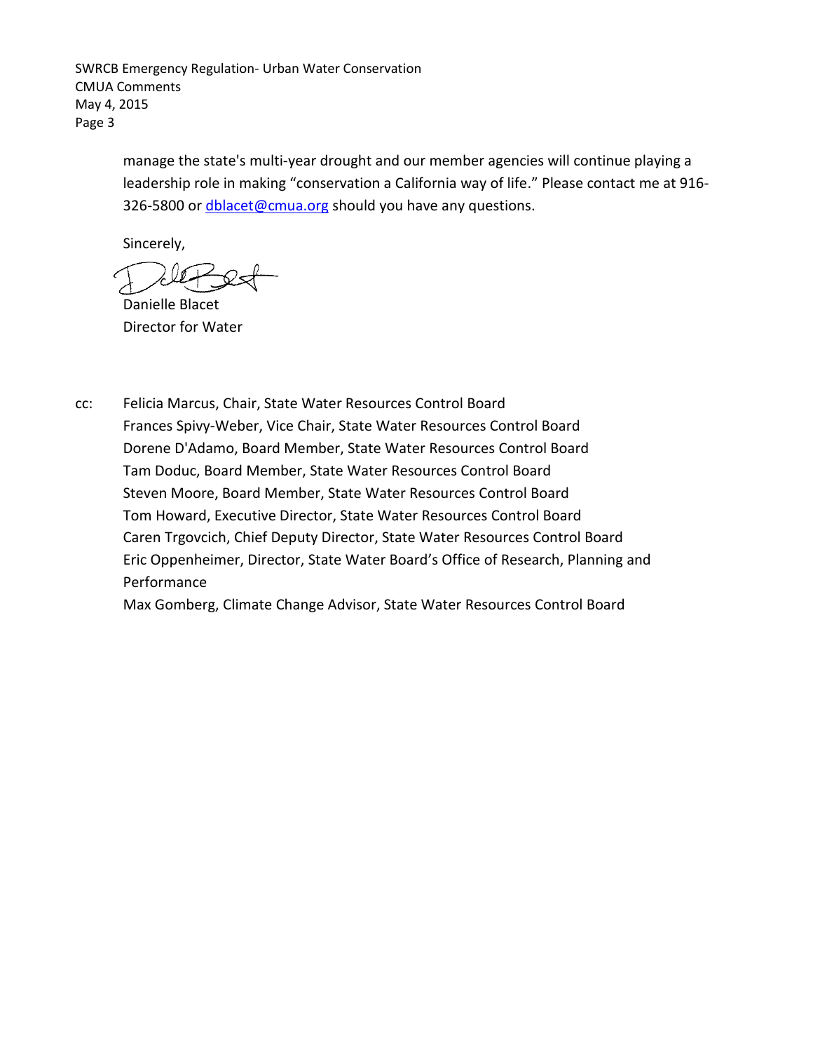manage the state's multi-year drought and our member agencies will continue playing a leadership role in making "conservation a California way of life." Please contact me at 916-326-5800 or dblacet@cmua.org should you have any questions.

Sincerely,

Danielle Blacet
Director for Water

cc: Felicia Marcus, Chair, State Water Resources Control Board
Frances Spivy-Weber, Vice Chair, State Water Resources Control Board
Dorene D'Adamo, Board Member, State Water Resources Control Board
Tam Doduc, Board Member, State Water Resources Control Board
Steven Moore, Board Member, State Water Resources Control Board
Tom Howard, Executive Director, State Water Resources Control Board
Caren Trgovcich, Chief Deputy Director, State Water Resources Control Board
Eric Oppenheimer, Director, State Water Board's Office of Research, Planning and Performance
Max Gomberg, Climate Change Advisor, State Water Resources Control Board